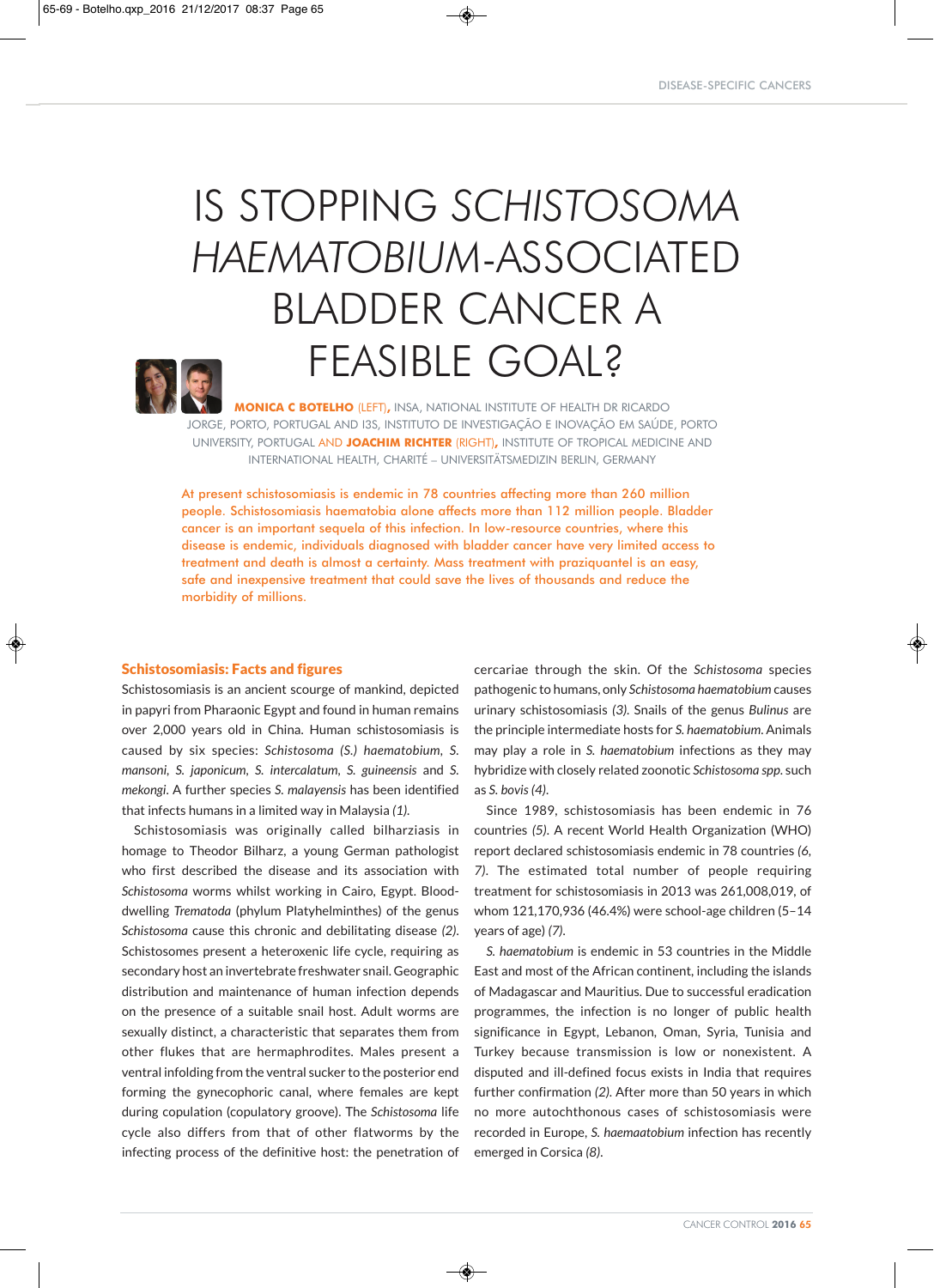# IS STOPPING *SCHISTOSOMA HAEMATOBIUM*-ASSOCIATED BLADDER CANCER A FEASIBLE GOAL?

**MONICA C BOTELHO** (LEFT), INSA, NATIONAL INSTITUTE OF HEALTH DR RICARDO JORGE, PORTO, PORTUGAL AND I3S, INSTITUTO DE INVESTIGAÇÃO E INOVAÇÃO EM SAÚDE, PORTO UNIVERSITY, PORTUGAL AND **JOACHIM RICHTER** (RIGHT), INSTITUTE OF TROPICAL MEDICINE AND INTERNATIONAL HEALTH, CHARITÉ – UNIVERSITÄTSMEDIZIN BERLIN, GERMANY

At present schistosomiasis is endemic in 78 countries affecting more than 260 million people. Schistosomiasis haematobia alone affects more than 112 million people. Bladder cancer is an important sequela of this infection. In low-resource countries, where this disease is endemic, individuals diagnosed with bladder cancer have very limited access to treatment and death is almost a certainty. Mass treatment with praziquantel is an easy, safe and inexpensive treatment that could save the lives of thousands and reduce the morbidity of millions.

## Schistosomiasis: Facts and figures

Schistosomiasis is an ancient scourge of mankind, depicted in papyri from Pharaonic Egypt and found in human remains over 2,000 years old in China. Human schistosomiasis is caused by six species: *Schistosoma (S.) haematobium*, *S. mansoni*, *S. japonicum*, *S. intercalatum*, *S. guineensis* and *S. mekongi*. A further species *S. malayensis* has been identified that infects humans in a limited way in Malaysia *(1)*.

Schistosomiasis was originally called bilharziasis in homage to Theodor Bilharz, a young German pathologist who first described the disease and its association with *Schistosoma* worms whilst working in Cairo, Egypt. Blood-dwelling *Trematoda* (phylum Platyhelminthes) of the genus *Schistosoma* cause this chronic and debilitating disease *(2)*. Schistosomes present a heteroxenic life cycle, requiring as secondary host an invertebrate freshwater snail. Geographic distribution and maintenance of human infection depends on the presence of a suitable snail host. Adult worms are sexually distinct, a characteristic that separates them from other flukes that are hermaphrodites. Males present a ventral infolding from the ventral sucker to the posterior end forming the gynecophoric canal, where females are kept during copulation (copulatory groove). The *Schistosoma* life cycle also differs from that of other flatworms by the infecting process of the definitive host: the penetration of cercariae through the skin. Of the *Schistosoma* species pathogenic to humans, only *Schistosoma haematobium* causes urinary schistosomiasis *(3)*. Snails of the genus *Bulinus* are the principle intermediate hosts for *S. haematobium*. Animals may play a role in *S. haematobium* infections as they may hybridize with closely related zoonotic *Schistosoma spp.* such as *S. bovis (4)*.

Since 1989, schistosomiasis has been endemic in 76 countries *(5)*. A recent World Health Organization (WHO) report declared schistosomiasis endemic in 78 countries *(6, 7)*. The estimated total number of people requiring treatment for schistosomiasis in 2013 was 261,008,019, of whom 121,170,936 (46.4%) were school-age children (5–14 years of age) *(7)*.

*S. haematobium* is endemic in 53 countries in the Middle East and most of the African continent, including the islands of Madagascar and Mauritius. Due to successful eradication programmes, the infection is no longer of public health significance in Egypt, Lebanon, Oman, Syria, Tunisia and Turkey because transmission is low or nonexistent. A disputed and ill-defined focus exists in India that requires further confirmation *(2)*. After more than 50 years in which no more autochthonous cases of schistosomiasis were recorded in Europe, *S. haemaatobium* infection has recently emerged in Corsica *(8)*.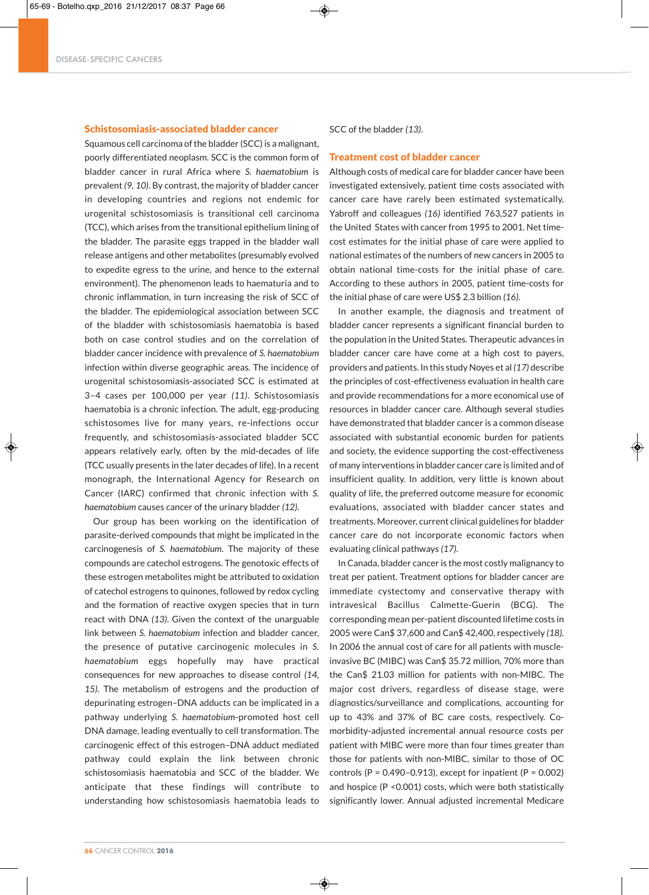## Schistosomiasis-associated bladder cancer

Squamous cell carcinoma of the bladder (SCC) is a malignant, poorly differentiated neoplasm. SCC is the common form of bladder cancer in rural Africa where *S. haematobium* is prevalent *(9, 10)*. By contrast, the majority of bladder cancer in developing countries and regions not endemic for urogenital schistosomiasis is transitional cell carcinoma (TCC), which arises from the transitional epithelium lining of the bladder. The parasite eggs trapped in the bladder wall release antigens and other metabolites (presumably evolved to expedite egress to the urine, and hence to the external environment). The phenomenon leads to haematuria and to chronic inflammation, in turn increasing the risk of SCC of the bladder. The epidemiological association between SCC of the bladder with schistosomiasis haematobia is based both on case control studies and on the correlation of bladder cancer incidence with prevalence of *S. haematobium* infection within diverse geographic areas. The incidence of urogenital schistosomiasis-associated SCC is estimated at 3–4 cases per 100,000 per year *(11)*. Schistosomiasis haematobia is a chronic infection. The adult, egg-producing schistosomes live for many years, re-infections occur frequently, and schistosomiasis-associated bladder SCC appears relatively early, often by the mid-decades of life (TCC usually presents in the later decades of life). In a recent monograph, the International Agency for Research on Cancer (IARC) confirmed that chronic infection with *S. haematobium* causes cancer of the urinary bladder *(12)*.

Our group has been working on the identification of parasite-derived compounds that might be implicated in the carcinogenesis of *S. haematobium*. The majority of these compounds are catechol estrogens. The genotoxic effects of these estrogen metabolites might be attributed to oxidation of catechol estrogens to quinones, followed by redox cycling and the formation of reactive oxygen species that in turn react with DNA *(13)*. Given the context of the unarguable link between *S. haematobium* infection and bladder cancer, the presence of putative carcinogenic molecules in *S. haematobium* eggs hopefully may have practical consequences for new approaches to disease control *(14, 15)*. The metabolism of estrogens and the production of depurinating estrogen–DNA adducts can be implicated in a pathway underlying *S. haematobium*-promoted host cell DNA damage, leading eventually to cell transformation. The carcinogenic effect of this estrogen–DNA adduct mediated pathway could explain the link between chronic schistosomiasis haematobia and SCC of the bladder. We anticipate that these findings will contribute to understanding how schistosomiasis haematobia leads to SCC of the bladder *(13)*.

## Treatment cost of bladder cancer

Although costs of medical care for bladder cancer have been investigated extensively, patient time costs associated with cancer care have rarely been estimated systematically. Yabroff and colleagues *(16)* identified 763,527 patients in the United States with cancer from 1995 to 2001. Net time-cost estimates for the initial phase of care were applied to national estimates of the numbers of new cancers in 2005 to obtain national time-costs for the initial phase of care. According to these authors in 2005, patient time-costs for the initial phase of care were US$ 2.3 billion *(16)*.

In another example, the diagnosis and treatment of bladder cancer represents a significant financial burden to the population in the United States. Therapeutic advances in bladder cancer care have come at a high cost to payers, providers and patients. In this study Noyes et al *(17)* describe the principles of cost-effectiveness evaluation in health care and provide recommendations for a more economical use of resources in bladder cancer care. Although several studies have demonstrated that bladder cancer is a common disease associated with substantial economic burden for patients and society, the evidence supporting the cost-effectiveness of many interventions in bladder cancer care is limited and of insufficient quality. In addition, very little is known about quality of life, the preferred outcome measure for economic evaluations, associated with bladder cancer states and treatments. Moreover, current clinical guidelines for bladder cancer care do not incorporate economic factors when evaluating clinical pathways *(17)*.

In Canada, bladder cancer is the most costly malignancy to treat per patient. Treatment options for bladder cancer are immediate cystectomy and conservative therapy with intravesical Bacillus Calmette-Guerin (BCG). The corresponding mean per-patient discounted lifetime costs in 2005 were Can$ 37,600 and Can$ 42,400, respectively *(18)*. In 2006 the annual cost of care for all patients with muscle-invasive BC (MIBC) was Can$ 35.72 million, 70% more than the Can$ 21.03 million for patients with non-MIBC. The major cost drivers, regardless of disease stage, were diagnostics/surveillance and complications, accounting for up to 43% and 37% of BC care costs, respectively. Co-morbidity-adjusted incremental annual resource costs per patient with MIBC were more than four times greater than those for patients with non-MIBC, similar to those of OC controls ($P = 0.490–0.913$), except for inpatient ($P = 0.002$) and hospice ($P < 0.001$) costs, which were both statistically significantly lower. Annual adjusted incremental Medicare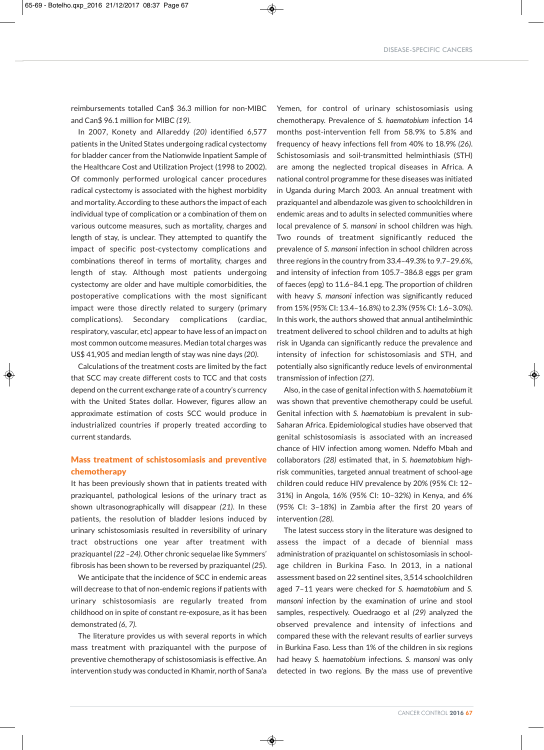reimbursements totalled Can$ 36.3 million for non-MIBC and Can$ 96.1 million for MIBC *(19)*.

In 2007, Konety and Allareddy *(20)* identified 6,577 patients in the United States undergoing radical cystectomy for bladder cancer from the Nationwide Inpatient Sample of the Healthcare Cost and Utilization Project (1998 to 2002). Of commonly performed urological cancer procedures radical cystectomy is associated with the highest morbidity and mortality. According to these authors the impact of each individual type of complication or a combination of them on various outcome measures, such as mortality, charges and length of stay, is unclear. They attempted to quantify the impact of specific post-cystectomy complications and combinations thereof in terms of mortality, charges and length of stay. Although most patients undergoing cystectomy are older and have multiple comorbidities, the postoperative complications with the most significant impact were those directly related to surgery (primary complications). Secondary complications (cardiac, respiratory, vascular, etc) appear to have less of an impact on most common outcome measures. Median total charges was US$ 41,905 and median length of stay was nine days *(20)*.

Calculations of the treatment costs are limited by the fact that SCC may create different costs to TCC and that costs depend on the current exchange rate of a country's currency with the United States dollar. However, figures allow an approximate estimation of costs SCC would produce in industrialized countries if properly treated according to current standards.

## Mass treatment of schistosomiasis and preventive chemotherapy

It has been previously shown that in patients treated with praziquantel, pathological lesions of the urinary tract as shown ultrasonographically will disappear *(21)*. In these patients, the resolution of bladder lesions induced by urinary schistosomiasis resulted in reversibility of urinary tract obstructions one year after treatment with praziquantel *(22 –24)*. Other chronic sequelae like Symmers' fibrosis has been shown to be reversed by praziquantel *(25)*.

We anticipate that the incidence of SCC in endemic areas will decrease to that of non-endemic regions if patients with urinary schistosomiasis are regularly treated from childhood on in spite of constant re-exposure, as it has been demonstrated *(6, 7)*.

The literature provides us with several reports in which mass treatment with praziquantel with the purpose of preventive chemotherapy of schistosomiasis is effective. An intervention study was conducted in Khamir, north of Sana'a Yemen, for control of urinary schistosomiasis using chemotherapy. Prevalence of *S. haematobium* infection 14 months post-intervention fell from 58.9% to 5.8% and frequency of heavy infections fell from 40% to 18.9% *(26)*. Schistosomiasis and soil-transmitted helminthiasis (STH) are among the neglected tropical diseases in Africa. A national control programme for these diseases was initiated in Uganda during March 2003. An annual treatment with praziquantel and albendazole was given to schoolchildren in endemic areas and to adults in selected communities where local prevalence of *S. mansoni* in school children was high. Two rounds of treatment significantly reduced the prevalence of *S. mansoni* infection in school children across three regions in the country from 33.4–49.3% to 9.7–29.6%, and intensity of infection from 105.7–386.8 eggs per gram of faeces (epg) to 11.6–84.1 epg. The proportion of children with heavy *S. mansoni* infection was significantly reduced from 15% (95% CI: 13.4–16.8%) to 2.3% (95% CI: 1.6–3.0%). In this work, the authors showed that annual antihelminthic treatment delivered to school children and to adults at high risk in Uganda can significantly reduce the prevalence and intensity of infection for schistosomiasis and STH, and potentially also significantly reduce levels of environmental transmission of infection *(27)*.

Also, in the case of genital infection with *S. haematobium* it was shown that preventive chemotherapy could be useful. Genital infection with *S. haematobium* is prevalent in sub-Saharan Africa. Epidemiological studies have observed that genital schistosomiasis is associated with an increased chance of HIV infection among women. Ndeffo Mbah and collaborators *(28)* estimated that, in *S. haematobium* high-risk communities, targeted annual treatment of school-age children could reduce HIV prevalence by 20% (95% CI: 12–31%) in Angola, 16% (95% CI: 10–32%) in Kenya, and 6% (95% CI: 3–18%) in Zambia after the first 20 years of intervention *(28)*.

The latest success story in the literature was designed to assess the impact of a decade of biennial mass administration of praziquantel on schistosomiasis in school-age children in Burkina Faso. In 2013, in a national assessment based on 22 sentinel sites, 3,514 schoolchildren aged 7–11 years were checked for *S. haematobium* and *S. mansoni* infection by the examination of urine and stool samples, respectively. Ouedraogo et al *(29)* analyzed the observed prevalence and intensity of infections and compared these with the relevant results of earlier surveys in Burkina Faso. Less than 1% of the children in six regions had heavy *S. haematobium* infections. *S. mansoni* was only detected in two regions. By the mass use of preventive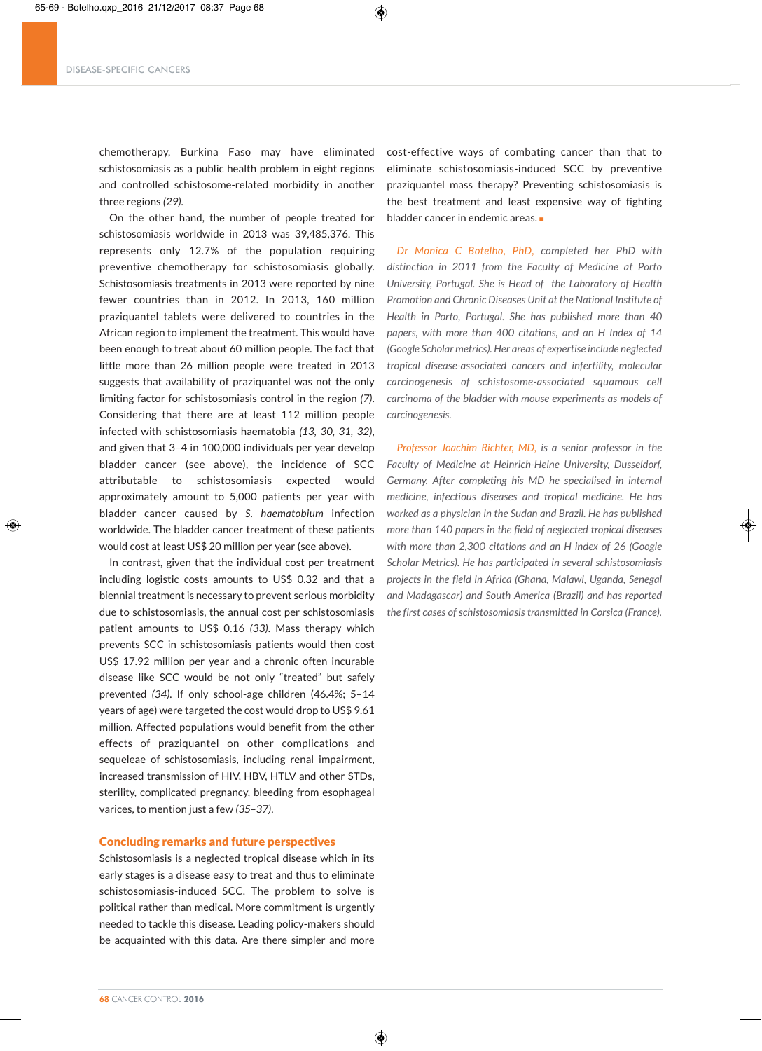chemotherapy, Burkina Faso may have eliminated schistosomiasis as a public health problem in eight regions and controlled schistosome-related morbidity in another three regions *(29)*.

On the other hand, the number of people treated for schistosomiasis worldwide in 2013 was 39,485,376. This represents only 12.7% of the population requiring preventive chemotherapy for schistosomiasis globally. Schistosomiasis treatments in 2013 were reported by nine fewer countries than in 2012. In 2013, 160 million praziquantel tablets were delivered to countries in the African region to implement the treatment. This would have been enough to treat about 60 million people. The fact that little more than 26 million people were treated in 2013 suggests that availability of praziquantel was not the only limiting factor for schistosomiasis control in the region *(7)*. Considering that there are at least 112 million people infected with schistosomiasis haematobia *(13, 30, 31, 32)*, and given that 3–4 in 100,000 individuals per year develop bladder cancer (see above), the incidence of SCC attributable to schistosomiasis expected would approximately amount to 5,000 patients per year with bladder cancer caused by *S. haematobium* infection worldwide. The bladder cancer treatment of these patients would cost at least US$ 20 million per year (see above).

In contrast, given that the individual cost per treatment including logistic costs amounts to US$ 0.32 and that a biennial treatment is necessary to prevent serious morbidity due to schistosomiasis, the annual cost per schistosomiasis patient amounts to US$ 0.16 *(33)*. Mass therapy which prevents SCC in schistosomiasis patients would then cost US$ 17.92 million per year and a chronic often incurable disease like SCC would be not only "treated" but safely prevented *(34)*. If only school-age children (46.4%; 5–14 years of age) were targeted the cost would drop to US$ 9.61 million. Affected populations would benefit from the other effects of praziquantel on other complications and sequeleae of schistosomiasis, including renal impairment, increased transmission of HIV, HBV, HTLV and other STDs, sterility, complicated pregnancy, bleeding from esophageal varices, to mention just a few *(35–37)*.

## Concluding remarks and future perspectives

Schistosomiasis is a neglected tropical disease which in its early stages is a disease easy to treat and thus to eliminate schistosomiasis-induced SCC. The problem to solve is political rather than medical. More commitment is urgently needed to tackle this disease. Leading policy-makers should be acquainted with this data. Are there simpler and more cost-effective ways of combating cancer than that to eliminate schistosomiasis-induced SCC by preventive praziquantel mass therapy? Preventing schistosomiasis is the best treatment and least expensive way of fighting bladder cancer in endemic areas. ■

*Dr Monica C Botelho, PhD, completed her PhD with distinction in 2011 from the Faculty of Medicine at Porto University, Portugal. She is Head of the Laboratory of Health Promotion and Chronic Diseases Unit at the National Institute of Health in Porto, Portugal. She has published more than 40 papers, with more than 400 citations, and an H Index of 14 (Google Scholar metrics). Her areas of expertise include neglected tropical disease-associated cancers and infertility, molecular carcinogenesis of schistosome-associated squamous cell carcinoma of the bladder with mouse experiments as models of carcinogenesis.*

*Professor Joachim Richter, MD, is a senior professor in the Faculty of Medicine at Heinrich-Heine University, Dusseldorf, Germany. After completing his MD he specialised in internal medicine, infectious diseases and tropical medicine. He has worked as a physician in the Sudan and Brazil. He has published more than 140 papers in the field of neglected tropical diseases with more than 2,300 citations and an H index of 26 (Google Scholar Metrics). He has participated in several schistosomiasis projects in the field in Africa (Ghana, Malawi, Uganda, Senegal and Madagascar) and South America (Brazil) and has reported the first cases of schistosomiasis transmitted in Corsica (France).*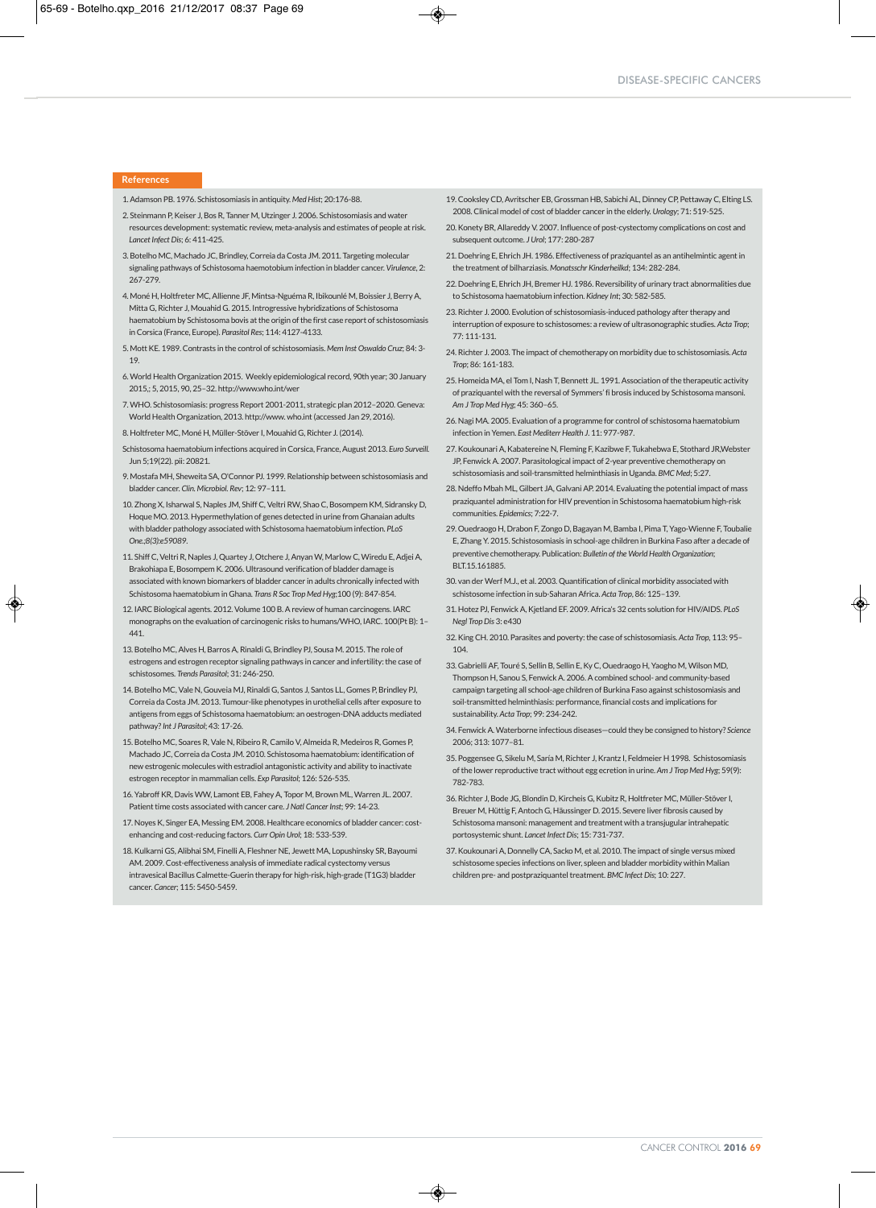## References

1. Adamson PB. 1976. Schistosomiasis in antiquity. *Med Hist*; 20:176-88.

2. Steinmann P, Keiser J, Bos R, Tanner M, Utzinger J. 2006. Schistosomiasis and water resources development: systematic review, meta-analysis and estimates of people at risk. *Lancet Infect Dis*; 6: 411-425.

3. Botelho MC, Machado JC, Brindley, Correia da Costa JM. 2011. Targeting molecular signaling pathways of Schistosoma haemotobium infection in bladder cancer. *Virulence*, 2: 267-279.

4. Moné H, Holtfreter MC, Allienne JF, Mintsa-Nguéma R, Ibikounlé M, Boissier J, Berry A, Mitta G, Richter J, Mouahid G. 2015. Introgressive hybridizations of Schistosoma haematobium by Schistosoma bovis at the origin of the first case report of schistosomiasis in Corsica (France, Europe). *Parasitol Res*; 114: 4127-4133.

5. Mott KE. 1989. Contrasts in the control of schistosomiasis. *Mem Inst Oswaldo Cruz*; 84: 3-19.

6. World Health Organization 2015. Weekly epidemiological record, 90th year; 30 January 2015,; 5, 2015, 90, 25–32. http://www.who.int/wer

7. WHO. Schistosomiasis: progress Report 2001-2011, strategic plan 2012–2020. Geneva: World Health Organization, 2013. http://www. who.int (accessed Jan 29, 2016).

8. Holtfreter MC, Moné H, Müller-Stöver I, Mouahid G, Richter J. (2014).

Schistosoma haematobium infections acquired in Corsica, France, August 2013. *Euro Surveill.* Jun 5;19(22). pii: 20821.

9. Mostafa MH, Sheweita SA, O'Connor PJ. 1999. Relationship between schistosomiasis and bladder cancer. *Clin. Microbiol. Rev*; 12: 97–111.

10. Zhong X, Isharwal S, Naples JM, Shiff C, Veltri RW, Shao C, Bosompem KM, Sidransky D, Hoque MO. 2013. Hypermethylation of genes detected in urine from Ghanaian adults with bladder pathology associated with Schistosoma haematobium infection. *PLoS One.;8(3):e59089.*

11. Shiff C, Veltri R, Naples J, Quartey J, Otchere J, Anyan W, Marlow C, Wiredu E, Adjei A, Brakohiapa E, Bosompem K. 2006. Ultrasound verification of bladder damage is associated with known biomarkers of bladder cancer in adults chronically infected with Schistosoma haematobium in Ghana. *Trans R Soc Trop Med Hyg*;100 (9): 847-854.

12. IARC Biological agents. 2012. Volume 100 B. A review of human carcinogens. IARC monographs on the evaluation of carcinogenic risks to humans/WHO, IARC. 100(Pt B): 1–441.

13. Botelho MC, Alves H, Barros A, Rinaldi G, Brindley PJ, Sousa M. 2015. The role of estrogens and estrogen receptor signaling pathways in cancer and infertility: the case of schistosomes. *Trends Parasitol*; 31: 246-250.

14. Botelho MC, Vale N, Gouveia MJ, Rinaldi G, Santos J, Santos LL, Gomes P, Brindley PJ, Correia da Costa JM. 2013. Tumour-like phenotypes in urothelial cells after exposure to antigens from eggs of Schistosoma haematobium: an oestrogen-DNA adducts mediated pathway? *Int J Parasitol*; 43: 17-26.

15. Botelho MC, Soares R, Vale N, Ribeiro R, Camilo V, Almeida R, Medeiros R, Gomes P, Machado JC, Correia da Costa JM. 2010. Schistosoma haematobium: identification of new estrogenic molecules with estradiol antagonistic activity and ability to inactivate estrogen receptor in mammalian cells. *Exp Parasitol*; 126: 526-535.

16. Yabroff KR, Davis WW, Lamont EB, Fahey A, Topor M, Brown ML, Warren JL. 2007. Patient time costs associated with cancer care. *J Natl Cancer Inst*; 99: 14-23.

17. Noyes K, Singer EA, Messing EM. 2008. Healthcare economics of bladder cancer: cost-enhancing and cost-reducing factors. *Curr Opin Urol*; 18: 533-539.

18. Kulkarni GS, Alibhai SM, Finelli A, Fleshner NE, Jewett MA, Lopushinsky SR, Bayoumi AM. 2009. Cost-effectiveness analysis of immediate radical cystectomy versus intravesical Bacillus Calmette-Guerin therapy for high-risk, high-grade (T1G3) bladder cancer. *Cancer*; 115: 5450-5459.

19. Cooksley CD, Avritscher EB, Grossman HB, Sabichi AL, Dinney CP, Pettaway C, Elting LS. 2008. Clinical model of cost of bladder cancer in the elderly. *Urology*; 71: 519-525.

20. Konety BR, Allareddy V. 2007. Influence of post-cystectomy complications on cost and subsequent outcome. *J Urol*; 177: 280-287

21. Doehring E, Ehrich JH. 1986. Effectiveness of praziquantel as an antihelmintic agent in the treatment of bilharziasis. *Monatsschr Kinderheilkd*; 134: 282-284.

22. Doehring E, Ehrich JH, Bremer HJ. 1986. Reversibility of urinary tract abnormalities due to Schistosoma haematobium infection. *Kidney Int*; 30: 582-585.

23. Richter J. 2000. Evolution of schistosomiasis-induced pathology after therapy and interruption of exposure to schistosomes: a review of ultrasonographic studies. *Acta Trop*; 77: 111-131.

24. Richter J. 2003. The impact of chemotherapy on morbidity due to schistosomiasis. *Acta Trop*; 86: 161-183.

25. Homeida MA, el Tom I, Nash T, Bennett JL. 1991. Association of the therapeutic activity of praziquantel with the reversal of Symmers' fi brosis induced by Schistosoma mansoni. *Am J Trop Med Hyg*; 45: 360–65.

26. Nagi MA. 2005. Evaluation of a programme for control of schistosoma haematobium infection in Yemen. *East Mediterr Health J*. 11: 977-987.

27. Koukounari A, Kabatereine N, Fleming F, Kazibwe F, Tukahebwa E, Stothard JR,Webster JP, Fenwick A. 2007. Parasitological impact of 2-year preventive chemotherapy on schistosomiasis and soil-transmitted helminthiasis in Uganda. *BMC Med*; 5:27.

28. Ndeffo Mbah ML, Gilbert JA, Galvani AP. 2014. Evaluating the potential impact of mass praziquantel administration for HIV prevention in Schistosoma haematobium high-risk communities. *Epidemics*; 7:22-7.

29. Ouedraogo H, Drabon F, Zongo D, Bagayan M, Bamba I, Pima T, Yago-Wienne F, Toubalie E, Zhang Y. 2015. Schistosomiasis in school-age children in Burkina Faso after a decade of preventive chemotherapy. Publication: *Bulletin of the World Health Organization*; BLT.15.161885.

30. van der Werf M.J., et al. 2003. Quantification of clinical morbidity associated with schistosome infection in sub-Saharan Africa. *Acta Trop*, 86: 125–139.

31. Hotez PJ, Fenwick A, Kjetland EF. 2009. Africa's 32 cents solution for HIV/AIDS. *PLoS Negl Trop Dis* 3: e430

32. King CH. 2010. Parasites and poverty: the case of schistosomiasis. *Acta Trop*, 113: 95–104.

33. Gabrielli AF, Touré S, Sellin B, Sellin E, Ky C, Ouedraogo H, Yaogho M, Wilson MD, Thompson H, Sanou S, Fenwick A. 2006. A combined school- and community-based campaign targeting all school-age children of Burkina Faso against schistosomiasis and soil-transmitted helminthiasis: performance, financial costs and implications for sustainability. *Acta Trop*; 99: 234-242.

34. Fenwick A. Waterborne infectious diseases—could they be consigned to history? *Science* 2006; 313: 1077–81.

35. Poggensee G, Sikelu M, Saría M, Richter J, Krantz I, Feldmeier H 1998. Schistosomiasis of the lower reproductive tract without egg ecretion in urine. *Am J Trop Med Hyg*; 59(9): 782-783.

36. Richter J, Bode JG, Blondin D, Kircheis G, Kubitz R, Holtfreter MC, Müller-Stöver I, Breuer M, Hüttig F, Antoch G, Häussinger D. 2015. Severe liver fibrosis caused by Schistosoma mansoni: management and treatment with a transjugular intrahepatic portosystemic shunt. *Lancet Infect Dis*; 15: 731-737.

37. Koukounari A, Donnelly CA, Sacko M, et al. 2010. The impact of single versus mixed schistosome species infections on liver, spleen and bladder morbidity within Malian children pre- and postpraziquantel treatment. *BMC Infect Dis*; 10: 227.